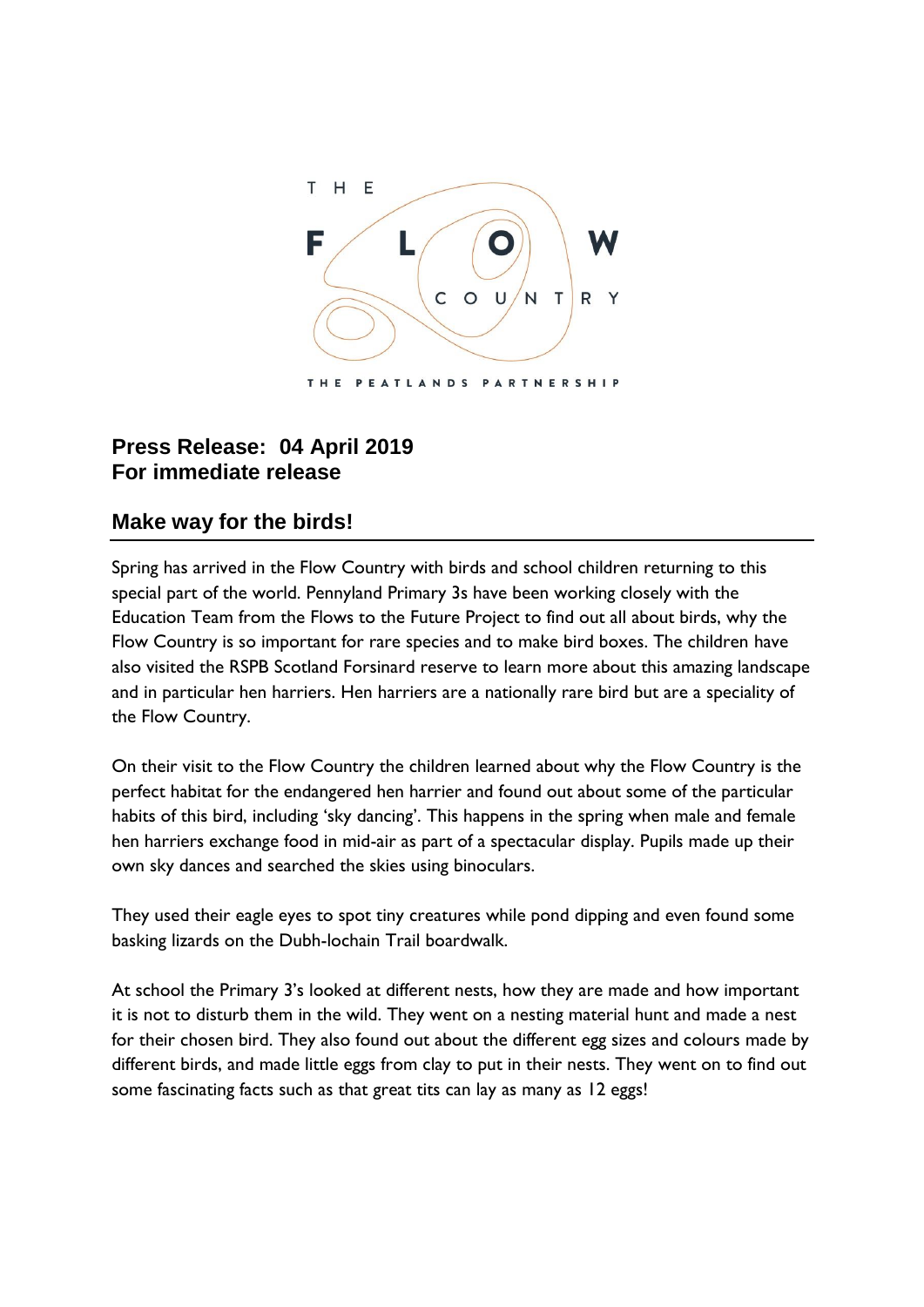THE FLOW COUNTRY

THE PEATLANDS PARTNERSHIP

**Press Release: 04 April 2019**
**For immediate release**

## Make way for the birds!

Spring has arrived in the Flow Country with birds and school children returning to this special part of the world. Pennyland Primary 3s have been working closely with the Education Team from the Flows to the Future Project to find out all about birds, why the Flow Country is so important for rare species and to make bird boxes. The children have also visited the RSPB Scotland Forsinard reserve to learn more about this amazing landscape and in particular hen harriers. Hen harriers are a nationally rare bird but are a speciality of the Flow Country.

On their visit to the Flow Country the children learned about why the Flow Country is the perfect habitat for the endangered hen harrier and found out about some of the particular habits of this bird, including 'sky dancing'. This happens in the spring when male and female hen harriers exchange food in mid-air as part of a spectacular display. Pupils made up their own sky dances and searched the skies using binoculars.

They used their eagle eyes to spot tiny creatures while pond dipping and even found some basking lizards on the Dubh-lochain Trail boardwalk.

At school the Primary 3's looked at different nests, how they are made and how important it is not to disturb them in the wild. They went on a nesting material hunt and made a nest for their chosen bird. They also found out about the different egg sizes and colours made by different birds, and made little eggs from clay to put in their nests. They went on to find out some fascinating facts such as that great tits can lay as many as 12 eggs!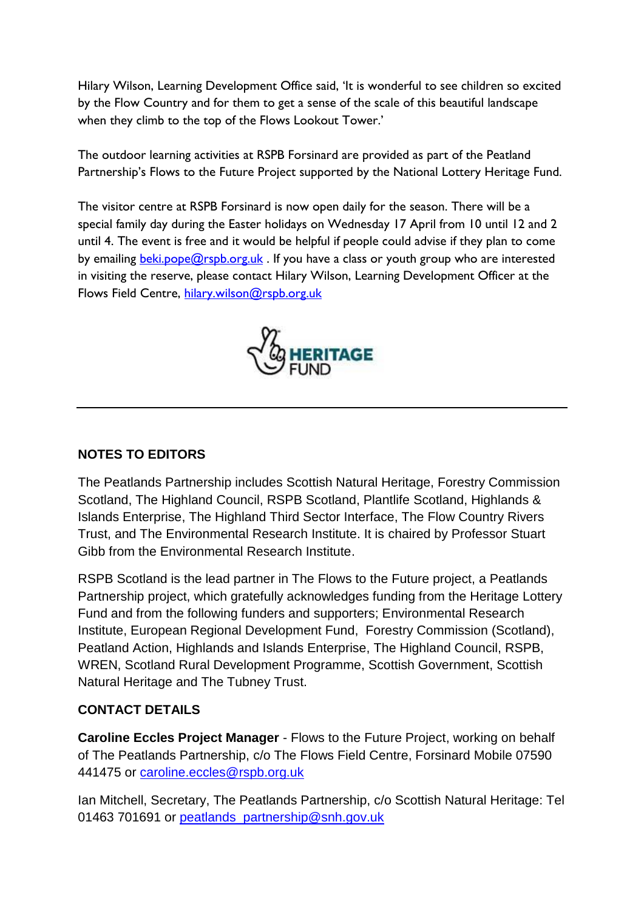Hilary Wilson, Learning Development Office said, 'It is wonderful to see children so excited by the Flow Country and for them to get a sense of the scale of this beautiful landscape when they climb to the top of the Flows Lookout Tower.'

The outdoor learning activities at RSPB Forsinard are provided as part of the Peatland Partnership's Flows to the Future Project supported by the National Lottery Heritage Fund.

The visitor centre at RSPB Forsinard is now open daily for the season. There will be a special family day during the Easter holidays on Wednesday 17 April from 10 until 12 and 2 until 4. The event is free and it would be helpful if people could advise if they plan to come by emailing beki.pope@rspb.org.uk . If you have a class or youth group who are interested in visiting the reserve, please contact Hilary Wilson, Learning Development Officer at the Flows Field Centre, hilary.wilson@rspb.org.uk

HERITAGE FUND

---

**NOTES TO EDITORS**

The Peatlands Partnership includes Scottish Natural Heritage, Forestry Commission Scotland, The Highland Council, RSPB Scotland, Plantlife Scotland, Highlands & Islands Enterprise, The Highland Third Sector Interface, The Flow Country Rivers Trust, and The Environmental Research Institute. It is chaired by Professor Stuart Gibb from the Environmental Research Institute.

RSPB Scotland is the lead partner in The Flows to the Future project, a Peatlands Partnership project, which gratefully acknowledges funding from the Heritage Lottery Fund and from the following funders and supporters; Environmental Research Institute, European Regional Development Fund, Forestry Commission (Scotland), Peatland Action, Highlands and Islands Enterprise, The Highland Council, RSPB, WREN, Scotland Rural Development Programme, Scottish Government, Scottish Natural Heritage and The Tubney Trust.

**CONTACT DETAILS**

**Caroline Eccles Project Manager** - Flows to the Future Project, working on behalf of The Peatlands Partnership, c/o The Flows Field Centre, Forsinard Mobile 07590 441475 or caroline.eccles@rspb.org.uk

Ian Mitchell, Secretary, The Peatlands Partnership, c/o Scottish Natural Heritage: Tel 01463 701691 or peatlands_partnership@snh.gov.uk